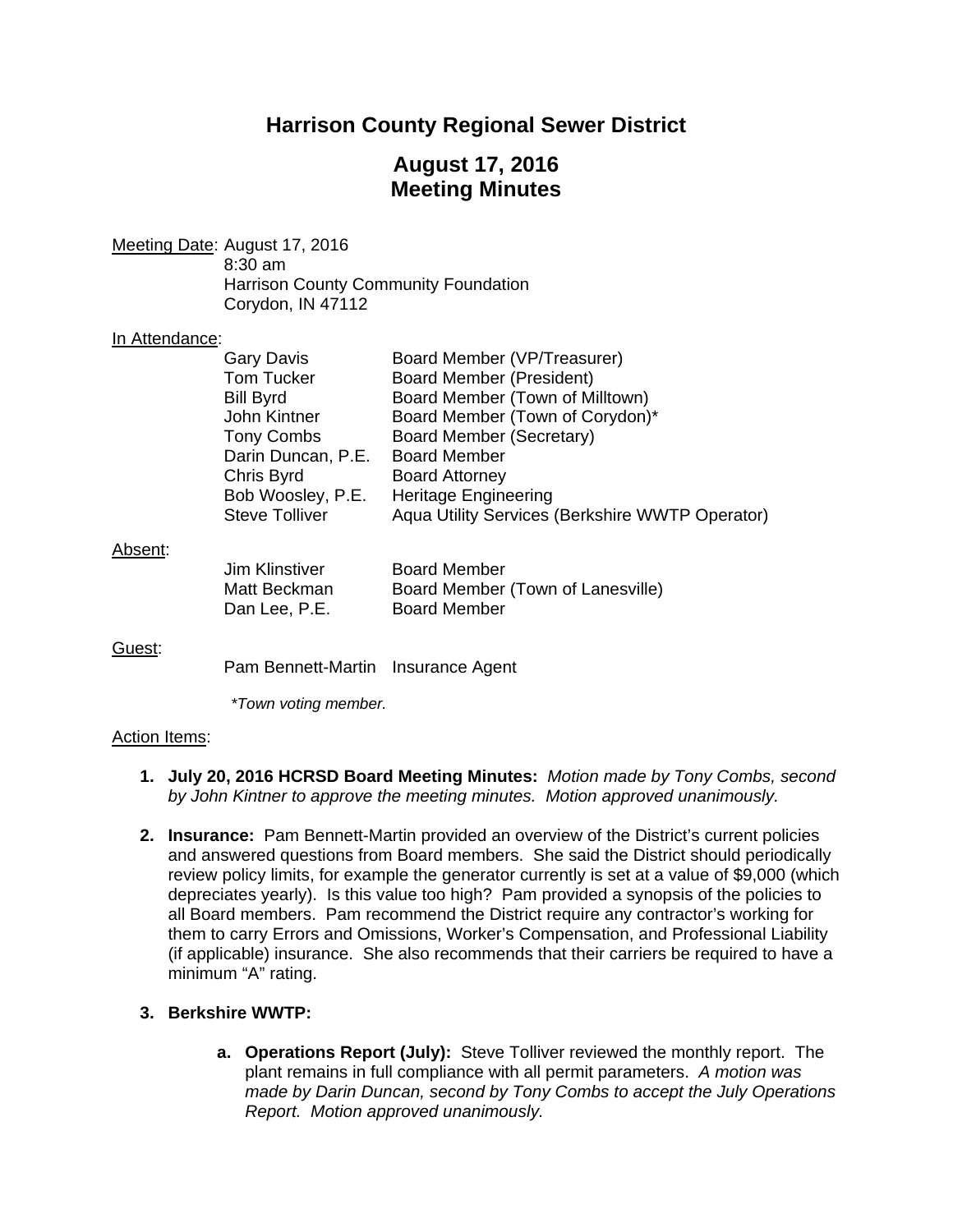# Harrison County Regional Sewer District

## August 17, 2016
## Meeting Minutes

Meeting Date: August 17, 2016
8:30 am
Harrison County Community Foundation
Corydon, IN 47112

In Attendance:

| | |
|---|---|
| Gary Davis | Board Member (VP/Treasurer) |
| Tom Tucker | Board Member (President) |
| Bill Byrd | Board Member (Town of Milltown) |
| John Kintner | Board Member (Town of Corydon)* |
| Tony Combs | Board Member (Secretary) |
| Darin Duncan, P.E. | Board Member |
| Chris Byrd | Board Attorney |
| Bob Woosley, P.E. | Heritage Engineering |
| Steve Tolliver | Aqua Utility Services (Berkshire WWTP Operator) |

Absent:

| | |
|---|---|
| Jim Klinstiver | Board Member |
| Matt Beckman | Board Member (Town of Lanesville) |
| Dan Lee, P.E. | Board Member |

Guest:

| | |
|---|---|
| Pam Bennett-Martin | Insurance Agent |

*\*Town voting member.*

Action Items:

1. **July 20, 2016 HCRSD Board Meeting Minutes:** *Motion made by Tony Combs, second by John Kintner to approve the meeting minutes. Motion approved unanimously.*

2. **Insurance:** Pam Bennett-Martin provided an overview of the District's current policies and answered questions from Board members. She said the District should periodically review policy limits, for example the generator currently is set at a value of $9,000 (which depreciates yearly). Is this value too high? Pam provided a synopsis of the policies to all Board members. Pam recommend the District require any contractor's working for them to carry Errors and Omissions, Worker's Compensation, and Professional Liability (if applicable) insurance. She also recommends that their carriers be required to have a minimum "A" rating.

3. **Berkshire WWTP:**

   a. **Operations Report (July):** Steve Tolliver reviewed the monthly report. The plant remains in full compliance with all permit parameters. *A motion was made by Darin Duncan, second by Tony Combs to accept the July Operations Report. Motion approved unanimously.*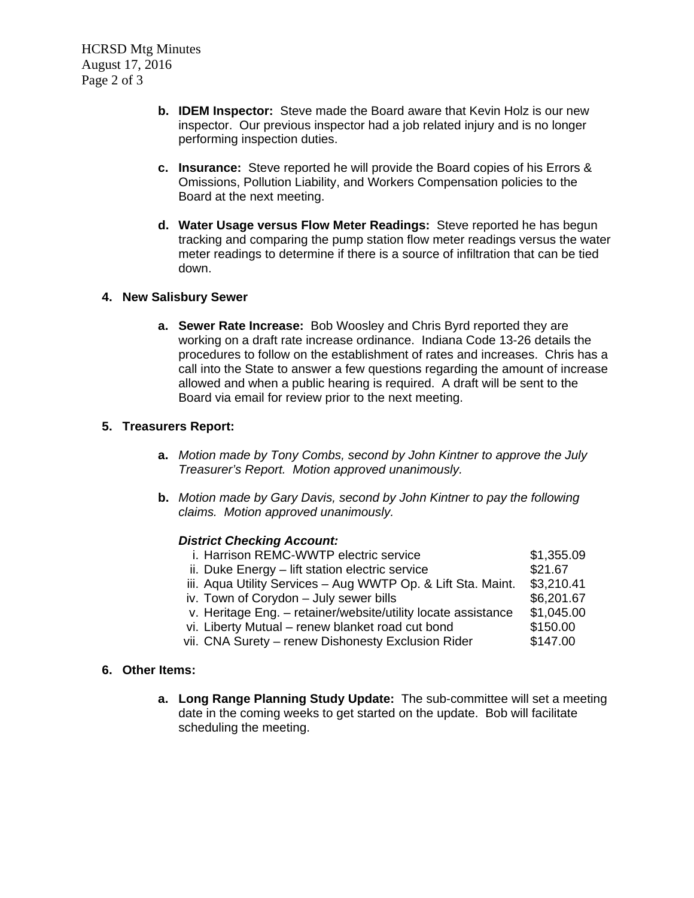b. **IDEM Inspector:** Steve made the Board aware that Kevin Holz is our new inspector. Our previous inspector had a job related injury and is no longer performing inspection duties.

c. **Insurance:** Steve reported he will provide the Board copies of his Errors & Omissions, Pollution Liability, and Workers Compensation policies to the Board at the next meeting.

d. **Water Usage versus Flow Meter Readings:** Steve reported he has begun tracking and comparing the pump station flow meter readings versus the water meter readings to determine if there is a source of infiltration that can be tied down.

4. **New Salisbury Sewer**

   a. **Sewer Rate Increase:** Bob Woosley and Chris Byrd reported they are working on a draft rate increase ordinance. Indiana Code 13-26 details the procedures to follow on the establishment of rates and increases. Chris has a call into the State to answer a few questions regarding the amount of increase allowed and when a public hearing is required. A draft will be sent to the Board via email for review prior to the next meeting.

5. **Treasurers Report:**

   a. *Motion made by Tony Combs, second by John Kintner to approve the July Treasurer's Report. Motion approved unanimously.*

   b. *Motion made by Gary Davis, second by John Kintner to pay the following claims. Motion approved unanimously.*

   ***District Checking Account:***

   | | |
   |---|---|
   | i. Harrison REMC-WWTP electric service | $1,355.09 |
   | ii. Duke Energy – lift station electric service | $21.67 |
   | iii. Aqua Utility Services – Aug WWTP Op. & Lift Sta. Maint. | $3,210.41 |
   | iv. Town of Corydon – July sewer bills | $6,201.67 |
   | v. Heritage Eng. – retainer/website/utility locate assistance | $1,045.00 |
   | vi. Liberty Mutual – renew blanket road cut bond | $150.00 |
   | vii. CNA Surety – renew Dishonesty Exclusion Rider | $147.00 |

6. **Other Items:**

   a. **Long Range Planning Study Update:** The sub-committee will set a meeting date in the coming weeks to get started on the update. Bob will facilitate scheduling the meeting.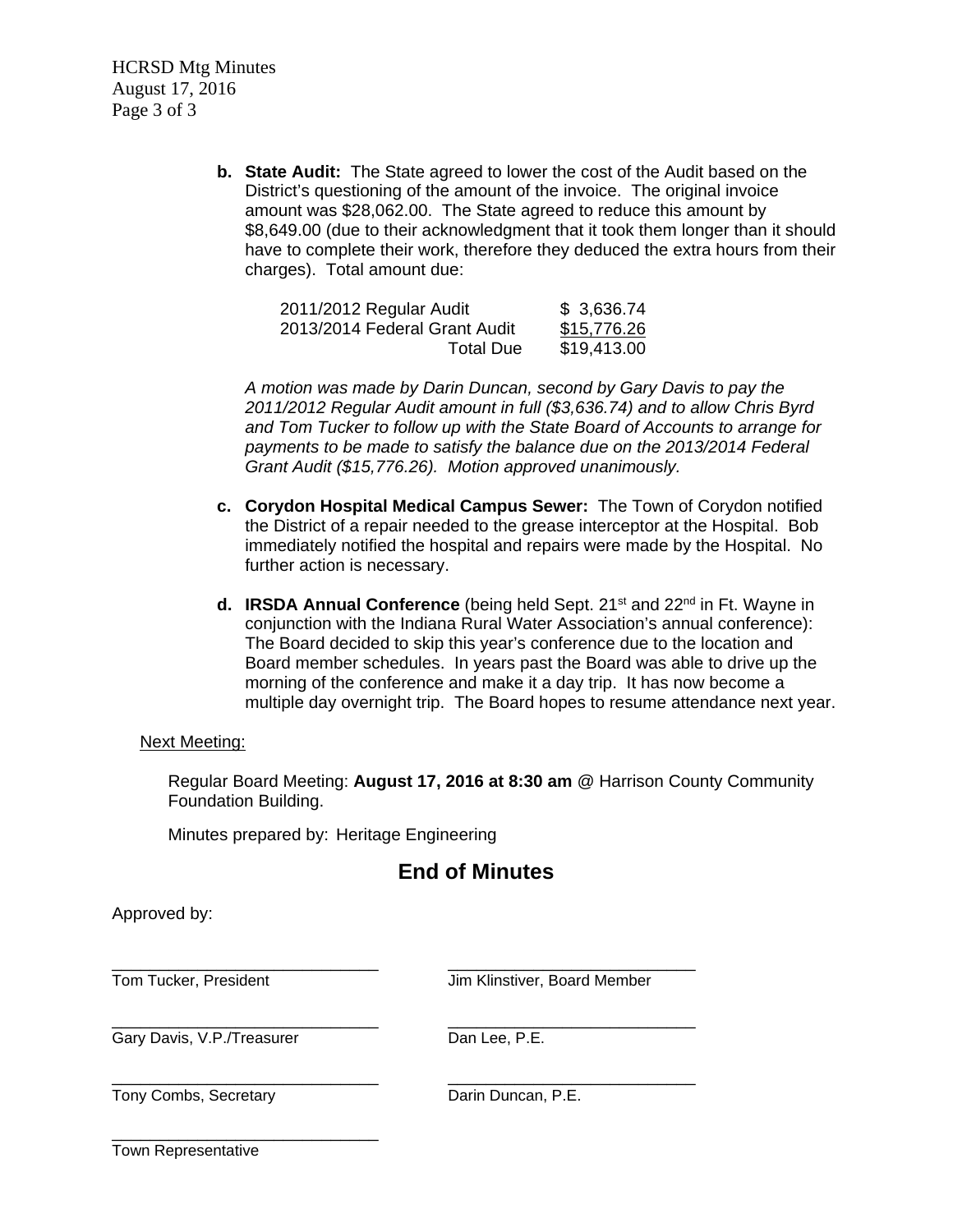b. **State Audit:** The State agreed to lower the cost of the Audit based on the District's questioning of the amount of the invoice. The original invoice amount was $28,062.00. The State agreed to reduce this amount by $8,649.00 (due to their acknowledgment that it took them longer than it should have to complete their work, therefore they deduced the extra hours from their charges). Total amount due:

| | |
|---|---|
| 2011/2012 Regular Audit | $ 3,636.74 |
| 2013/2014 Federal Grant Audit | $15,776.26 |
| Total Due | $19,413.00 |

*A motion was made by Darin Duncan, second by Gary Davis to pay the 2011/2012 Regular Audit amount in full ($3,636.74) and to allow Chris Byrd and Tom Tucker to follow up with the State Board of Accounts to arrange for payments to be made to satisfy the balance due on the 2013/2014 Federal Grant Audit ($15,776.26). Motion approved unanimously.*

c. **Corydon Hospital Medical Campus Sewer:** The Town of Corydon notified the District of a repair needed to the grease interceptor at the Hospital. Bob immediately notified the hospital and repairs were made by the Hospital. No further action is necessary.

d. **IRSDA Annual Conference** (being held Sept. 21st and 22nd in Ft. Wayne in conjunction with the Indiana Rural Water Association's annual conference): The Board decided to skip this year's conference due to the location and Board member schedules. In years past the Board was able to drive up the morning of the conference and make it a day trip. It has now become a multiple day overnight trip. The Board hopes to resume attendance next year.

Next Meeting:

Regular Board Meeting: **August 17, 2016 at 8:30 am** @ Harrison County Community Foundation Building.

Minutes prepared by: Heritage Engineering

## End of Minutes

Approved by:

| | |
|---|---|
| ____________________ Tom Tucker, President | ____________________ Jim Klinstiver, Board Member |
| ____________________ Gary Davis, V.P./Treasurer | ____________________ Dan Lee, P.E. |
| ____________________ Tony Combs, Secretary | ____________________ Darin Duncan, P.E. |
| ____________________ Town Representative | |